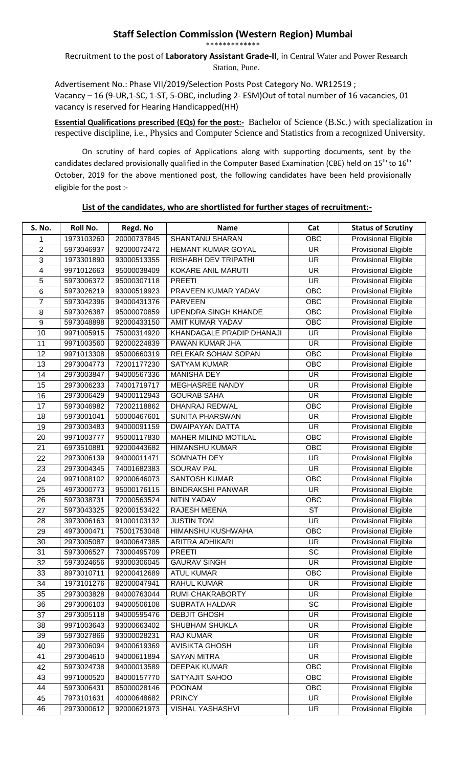## Staff Selection Commission (Western Region) Mumbai

\*\*\*\*\*\*\*\*\*\*\*\*\*

Recruitment to the post of **Laboratory Assistant Grade-II**, in Central Water and Power Research Station, Pune.

Advertisement No.: Phase VII/2019/Selection Posts Post Category No. WR12519 ;
Vacancy – 16 (9-UR,1-SC, 1-ST, 5-OBC, including 2- ESM)Out of total number of 16 vacancies, 01 vacancy is reserved for Hearing Handicapped(HH)

**Essential Qualifications prescribed (EQs) for the post:-** Bachelor of Science (B.Sc.) with specialization in respective discipline, i.e., Physics and Computer Science and Statistics from a recognized University.

On scrutiny of hard copies of Applications along with supporting documents, sent by the candidates declared provisionally qualified in the Computer Based Examination (CBE) held on 15th to 16th October, 2019 for the above mentioned post, the following candidates have been held provisionally eligible for the post :-

**List of the candidates, who are shortlisted for further stages of recruitment:-**

| S. No. | Roll No. | Regd. No | Name | Cat | Status of Scrutiny |
|---|---|---|---|---|---|
| 1 | 1973103260 | 20000737845 | SHANTANU SHARAN | OBC | Provisional Eligible |
| 2 | 5973046937 | 92000072472 | HEMANT KUMAR GOYAL | UR | Provisional Eligible |
| 3 | 1973301890 | 93000513355 | RISHABH DEV TRIPATHI | UR | Provisional Eligible |
| 4 | 9971012663 | 95000038409 | KOKARE ANIL MARUTI | UR | Provisional Eligible |
| 5 | 5973006372 | 95000307118 | PREETI | UR | Provisional Eligible |
| 6 | 5973026219 | 93000519923 | PRAVEEN KUMAR YADAV | OBC | Provisional Eligible |
| 7 | 5973042396 | 94000431376 | PARVEEN | OBC | Provisional Eligible |
| 8 | 5973026387 | 95000070859 | UPENDRA SINGH KHANDE | OBC | Provisional Eligible |
| 9 | 5973048898 | 92000433150 | AMIT KUMAR YADAV | OBC | Provisional Eligible |
| 10 | 9971005915 | 75000314920 | KHANDAGALE PRADIP DHANAJI | UR | Provisional Eligible |
| 11 | 9971003560 | 92000224839 | PAWAN KUMAR JHA | UR | Provisional Eligible |
| 12 | 9971013308 | 95000660319 | RELEKAR SOHAM SOPAN | OBC | Provisional Eligible |
| 13 | 2973004773 | 72001177230 | SATYAM KUMAR | OBC | Provisional Eligible |
| 14 | 2973003847 | 94000567336 | MANISHA DEY | UR | Provisional Eligible |
| 15 | 2973006233 | 74001719717 | MEGHASREE NANDY | UR | Provisional Eligible |
| 16 | 2973006429 | 94000112943 | GOURAB SAHA | UR | Provisional Eligible |
| 17 | 5973046982 | 72002118862 | DHANRAJ REDWAL | OBC | Provisional Eligible |
| 18 | 5973001041 | 50000467601 | SUNITA PHARSWAN | UR | Provisional Eligible |
| 19 | 2973003483 | 94000091159 | DWAIPAYAN DATTA | UR | Provisional Eligible |
| 20 | 9971003777 | 95000117830 | MAHER MILIND MOTILAL | OBC | Provisional Eligible |
| 21 | 6973510881 | 92000443682 | HIMANSHU KUMAR | OBC | Provisional Eligible |
| 22 | 2973006139 | 94000011471 | SOMNATH DEY | UR | Provisional Eligible |
| 23 | 2973004345 | 74001682383 | SOURAV PAL | UR | Provisional Eligible |
| 24 | 9971008102 | 92000646073 | SANTOSH KUMAR | OBC | Provisional Eligible |
| 25 | 4973000773 | 95000176115 | BINDRAKSHI PANWAR | UR | Provisional Eligible |
| 26 | 5973038731 | 72000563524 | NITIN YADAV | OBC | Provisional Eligible |
| 27 | 5973043325 | 92000153422 | RAJESH MEENA | ST | Provisional Eligible |
| 28 | 3973006163 | 91000103132 | JUSTIN TOM | UR | Provisional Eligible |
| 29 | 4973000471 | 75001753048 | HIMANSHU KUSHWAHA | OBC | Provisional Eligible |
| 30 | 2973005087 | 94000647385 | ARITRA ADHIKARI | UR | Provisional Eligible |
| 31 | 5973006527 | 73000495709 | PREETI | SC | Provisional Eligible |
| 32 | 5973024656 | 93000306045 | GAURAV SINGH | UR | Provisional Eligible |
| 33 | 8973010711 | 92000412689 | ATUL KUMAR | OBC | Provisional Eligible |
| 34 | 1973101276 | 82000047941 | RAHUL KUMAR | UR | Provisional Eligible |
| 35 | 2973003828 | 94000763044 | RUMI CHAKRABORTY | UR | Provisional Eligible |
| 36 | 2973006103 | 94000506108 | SUBRATA HALDAR | SC | Provisional Eligible |
| 37 | 2973005118 | 94000595476 | DEBJIT GHOSH | UR | Provisional Eligible |
| 38 | 9971003643 | 93000663402 | SHUBHAM SHUKLA | UR | Provisional Eligible |
| 39 | 5973027866 | 93000028231 | RAJ KUMAR | UR | Provisional Eligible |
| 40 | 2973006094 | 94000619369 | AVISIKTA GHOSH | UR | Provisional Eligible |
| 41 | 2973004610 | 94000611894 | SAYAN MITRA | UR | Provisional Eligible |
| 42 | 5973024738 | 94000013589 | DEEPAK KUMAR | OBC | Provisional Eligible |
| 43 | 9971000520 | 84000157770 | SATYAJIT SAHOO | OBC | Provisional Eligible |
| 44 | 5973006431 | 85000028146 | POONAM | OBC | Provisional Eligible |
| 45 | 7973101631 | 40000648682 | PRINCY | UR | Provisional Eligible |
| 46 | 2973000612 | 92000621973 | VISHAL YASHASHVI | UR | Provisional Eligible |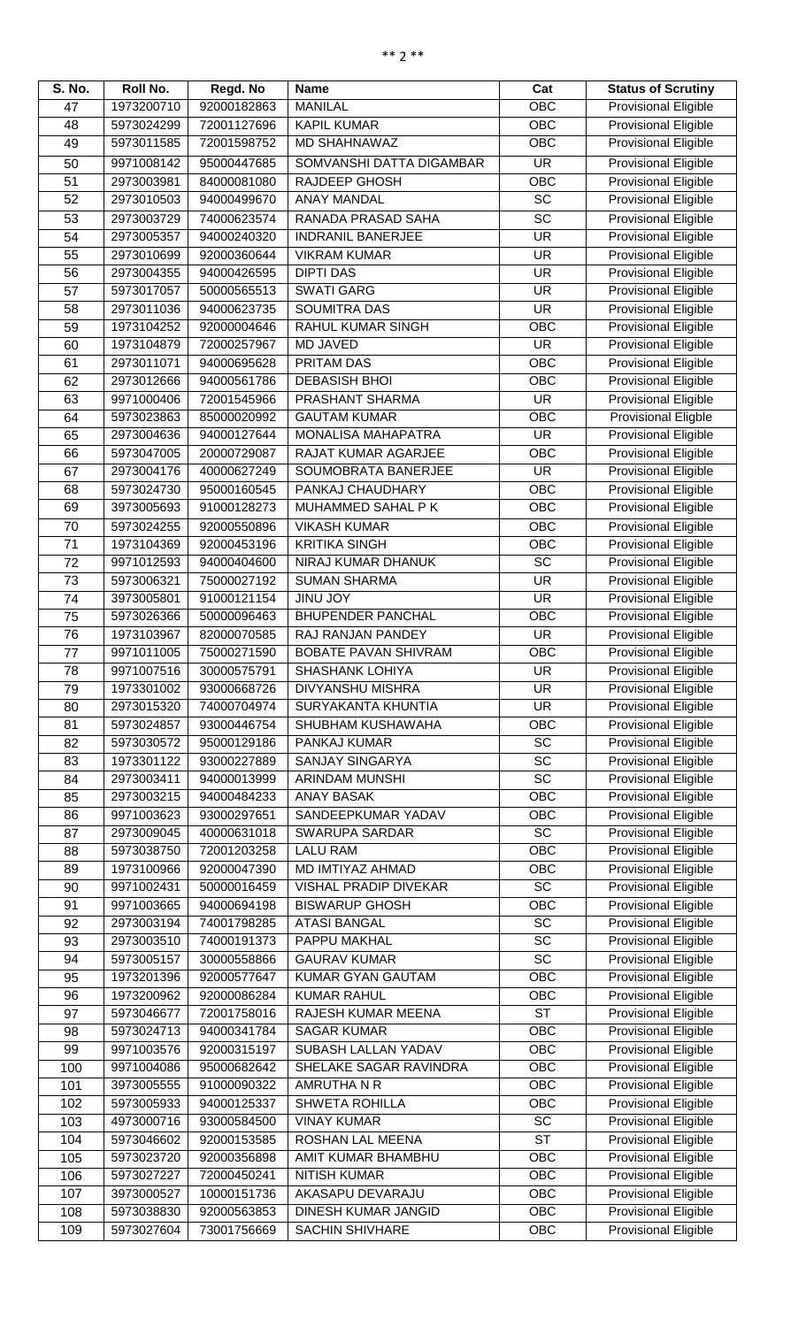| S. No. | Roll No. | Regd. No | Name | Cat | Status of Scrutiny |
|---|---|---|---|---|---|
| 47 | 1973200710 | 92000182863 | MANILAL | OBC | Provisional Eligible |
| 48 | 5973024299 | 72001127696 | KAPIL KUMAR | OBC | Provisional Eligible |
| 49 | 5973011585 | 72001598752 | MD SHAHNAWAZ | OBC | Provisional Eligible |
| 50 | 9971008142 | 95000447685 | SOMVANSHI DATTA DIGAMBAR | UR | Provisional Eligible |
| 51 | 2973003981 | 84000081080 | RAJDEEP GHOSH | OBC | Provisional Eligible |
| 52 | 2973010503 | 94000499670 | ANAY MANDAL | SC | Provisional Eligible |
| 53 | 2973003729 | 74000623574 | RANADA PRASAD SAHA | SC | Provisional Eligible |
| 54 | 2973005357 | 94000240320 | INDRANIL BANERJEE | UR | Provisional Eligible |
| 55 | 2973010699 | 92000360644 | VIKRAM KUMAR | UR | Provisional Eligible |
| 56 | 2973004355 | 94000426595 | DIPTI DAS | UR | Provisional Eligible |
| 57 | 5973017057 | 50000565513 | SWATI GARG | UR | Provisional Eligible |
| 58 | 2973011036 | 94000623735 | SOUMITRA DAS | UR | Provisional Eligible |
| 59 | 1973104252 | 92000004646 | RAHUL KUMAR SINGH | OBC | Provisional Eligible |
| 60 | 1973104879 | 72000257967 | MD JAVED | UR | Provisional Eligible |
| 61 | 2973011071 | 94000695628 | PRITAM DAS | OBC | Provisional Eligible |
| 62 | 2973012666 | 94000561786 | DEBASISH BHOI | OBC | Provisional Eligible |
| 63 | 9971000406 | 72001545966 | PRASHANT SHARMA | UR | Provisional Eligible |
| 64 | 5973023863 | 85000020992 | GAUTAM KUMAR | OBC | Provisional Eligble |
| 65 | 2973004636 | 94000127644 | MONALISA MAHAPATRA | UR | Provisional Eligible |
| 66 | 5973047005 | 20000729087 | RAJAT KUMAR AGARJEE | OBC | Provisional Eligible |
| 67 | 2973004176 | 40000627249 | SOUMOBRATA BANERJEE | UR | Provisional Eligible |
| 68 | 5973024730 | 95000160545 | PANKAJ CHAUDHARY | OBC | Provisional Eligible |
| 69 | 3973005693 | 91000128273 | MUHAMMED SAHAL P K | OBC | Provisional Eligible |
| 70 | 5973024255 | 92000550896 | VIKASH KUMAR | OBC | Provisional Eligible |
| 71 | 1973104369 | 92000453196 | KRITIKA SINGH | OBC | Provisional Eligible |
| 72 | 9971012593 | 94000404600 | NIRAJ KUMAR DHANUK | SC | Provisional Eligible |
| 73 | 5973006321 | 75000027192 | SUMAN SHARMA | UR | Provisional Eligible |
| 74 | 3973005801 | 91000121154 | JINU JOY | UR | Provisional Eligible |
| 75 | 5973026366 | 50000096463 | BHUPENDER PANCHAL | OBC | Provisional Eligible |
| 76 | 1973103967 | 82000070585 | RAJ RANJAN PANDEY | UR | Provisional Eligible |
| 77 | 9971011005 | 75000271590 | BOBATE PAVAN SHIVRAM | OBC | Provisional Eligible |
| 78 | 9971007516 | 30000575791 | SHASHANK LOHIYA | UR | Provisional Eligible |
| 79 | 1973301002 | 93000668726 | DIVYANSHU MISHRA | UR | Provisional Eligible |
| 80 | 2973015320 | 74000704974 | SURYAKANTA KHUNTIA | UR | Provisional Eligible |
| 81 | 5973024857 | 93000446754 | SHUBHAM KUSHAWAHA | OBC | Provisional Eligible |
| 82 | 5973030572 | 95000129186 | PANKAJ KUMAR | SC | Provisional Eligible |
| 83 | 1973301122 | 93000227889 | SANJAY SINGARYA | SC | Provisional Eligible |
| 84 | 2973003411 | 94000013999 | ARINDAM MUNSHI | SC | Provisional Eligible |
| 85 | 2973003215 | 94000484233 | ANAY BASAK | OBC | Provisional Eligible |
| 86 | 9971003623 | 93000297651 | SANDEEPKUMAR YADAV | OBC | Provisional Eligible |
| 87 | 2973009045 | 40000631018 | SWARUPA SARDAR | SC | Provisional Eligible |
| 88 | 5973038750 | 72001203258 | LALU RAM | OBC | Provisional Eligible |
| 89 | 1973100966 | 92000047390 | MD IMTIYAZ AHMAD | OBC | Provisional Eligible |
| 90 | 9971002431 | 50000016459 | VISHAL PRADIP DIVEKAR | SC | Provisional Eligible |
| 91 | 9971003665 | 94000694198 | BISWARUP GHOSH | OBC | Provisional Eligible |
| 92 | 2973003194 | 74001798285 | ATASI BANGAL | SC | Provisional Eligible |
| 93 | 2973003510 | 74000191373 | PAPPU MAKHAL | SC | Provisional Eligible |
| 94 | 5973005157 | 30000558866 | GAURAV KUMAR | SC | Provisional Eligible |
| 95 | 1973201396 | 92000577647 | KUMAR GYAN GAUTAM | OBC | Provisional Eligible |
| 96 | 1973200962 | 92000086284 | KUMAR RAHUL | OBC | Provisional Eligible |
| 97 | 5973046677 | 72001758016 | RAJESH KUMAR MEENA | ST | Provisional Eligible |
| 98 | 5973024713 | 94000341784 | SAGAR KUMAR | OBC | Provisional Eligible |
| 99 | 9971003576 | 92000315197 | SUBASH LALLAN YADAV | OBC | Provisional Eligible |
| 100 | 9971004086 | 95000682642 | SHELAKE SAGAR RAVINDRA | OBC | Provisional Eligible |
| 101 | 3973005555 | 91000090322 | AMRUTHA N R | OBC | Provisional Eligible |
| 102 | 5973005933 | 94000125337 | SHWETA ROHILLA | OBC | Provisional Eligible |
| 103 | 4973000716 | 93000584500 | VINAY KUMAR | SC | Provisional Eligible |
| 104 | 5973046602 | 92000153585 | ROSHAN LAL MEENA | ST | Provisional Eligible |
| 105 | 5973023720 | 92000356898 | AMIT KUMAR BHAMBHU | OBC | Provisional Eligible |
| 106 | 5973027227 | 72000450241 | NITISH KUMAR | OBC | Provisional Eligible |
| 107 | 3973000527 | 10000151736 | AKASAPU DEVARAJU | OBC | Provisional Eligible |
| 108 | 5973038830 | 92000563853 | DINESH KUMAR JANGID | OBC | Provisional Eligible |
| 109 | 5973027604 | 73001756669 | SACHIN SHIVHARE | OBC | Provisional Eligible |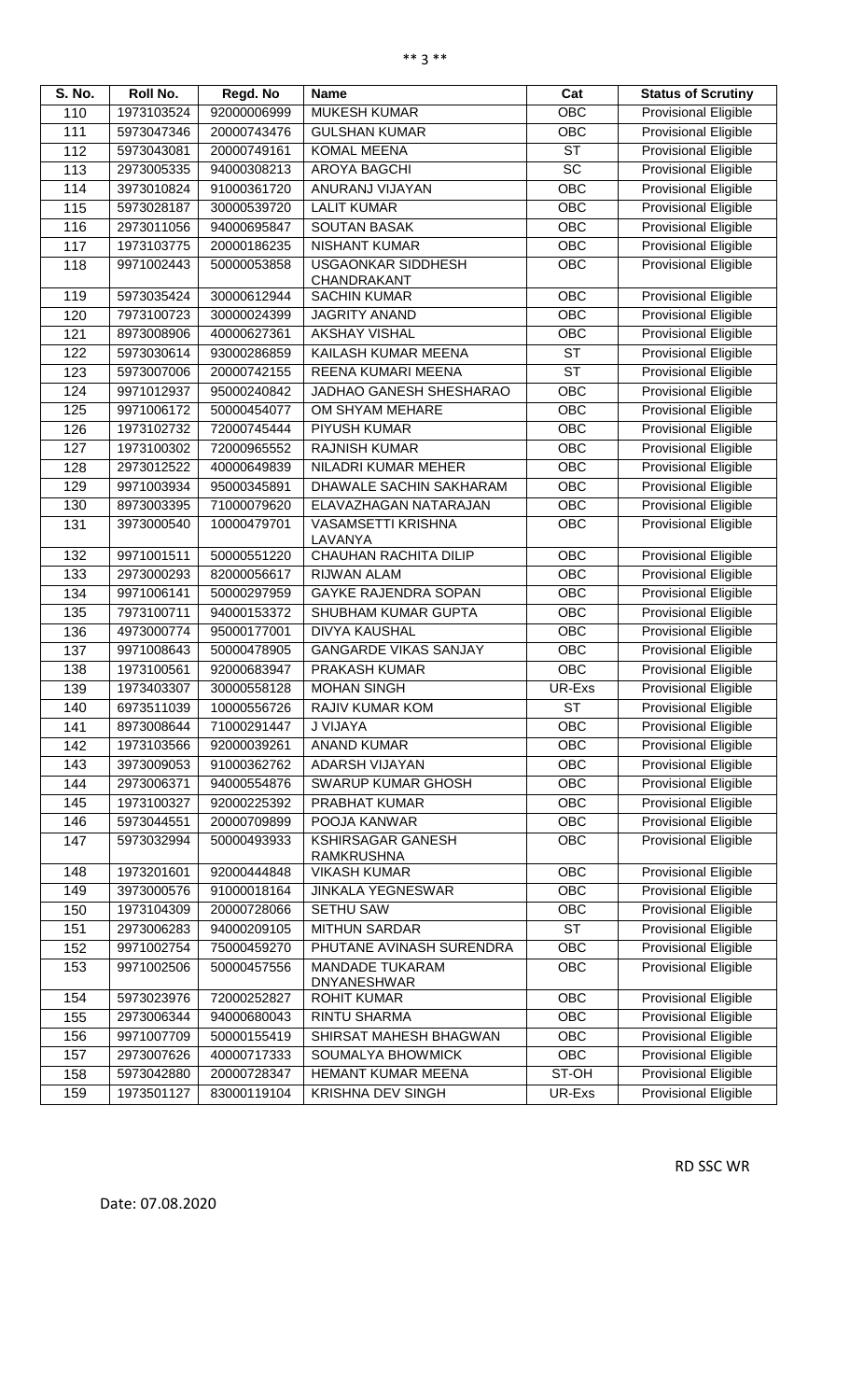| S. No. | Roll No. | Regd. No | Name | Cat | Status of Scrutiny |
|---|---|---|---|---|---|
| 110 | 1973103524 | 92000006999 | MUKESH KUMAR | OBC | Provisional Eligible |
| 111 | 5973047346 | 20000743476 | GULSHAN KUMAR | OBC | Provisional Eligible |
| 112 | 5973043081 | 20000749161 | KOMAL MEENA | ST | Provisional Eligible |
| 113 | 2973005335 | 94000308213 | AROYA BAGCHI | SC | Provisional Eligible |
| 114 | 3973010824 | 91000361720 | ANURANJ VIJAYAN | OBC | Provisional Eligible |
| 115 | 5973028187 | 30000539720 | LALIT KUMAR | OBC | Provisional Eligible |
| 116 | 2973011056 | 94000695847 | SOUTAN BASAK | OBC | Provisional Eligible |
| 117 | 1973103775 | 20000186235 | NISHANT KUMAR | OBC | Provisional Eligible |
| 118 | 9971002443 | 50000053858 | USGAONKAR SIDDHESH CHANDRAKANT | OBC | Provisional Eligible |
| 119 | 5973035424 | 30000612944 | SACHIN KUMAR | OBC | Provisional Eligible |
| 120 | 7973100723 | 30000024399 | JAGRITY ANAND | OBC | Provisional Eligible |
| 121 | 8973008906 | 40000627361 | AKSHAY VISHAL | OBC | Provisional Eligible |
| 122 | 5973030614 | 93000286859 | KAILASH KUMAR MEENA | ST | Provisional Eligible |
| 123 | 5973007006 | 20000742155 | REENA KUMARI MEENA | ST | Provisional Eligible |
| 124 | 9971012937 | 95000240842 | JADHAO GANESH SHESHARAO | OBC | Provisional Eligible |
| 125 | 9971006172 | 50000454077 | OM SHYAM MEHARE | OBC | Provisional Eligible |
| 126 | 1973102732 | 72000745444 | PIYUSH KUMAR | OBC | Provisional Eligible |
| 127 | 1973100302 | 72000965552 | RAJNISH KUMAR | OBC | Provisional Eligible |
| 128 | 2973012522 | 40000649839 | NILADRI KUMAR MEHER | OBC | Provisional Eligible |
| 129 | 9971003934 | 95000345891 | DHAWALE SACHIN SAKHARAM | OBC | Provisional Eligible |
| 130 | 8973003395 | 71000079620 | ELAVAZHAGAN NATARAJAN | OBC | Provisional Eligible |
| 131 | 3973000540 | 10000479701 | VASAMSETTI KRISHNA LAVANYA | OBC | Provisional Eligible |
| 132 | 9971001511 | 50000551220 | CHAUHAN RACHITA DILIP | OBC | Provisional Eligible |
| 133 | 2973000293 | 82000056617 | RIJWAN ALAM | OBC | Provisional Eligible |
| 134 | 9971006141 | 50000297959 | GAYKE RAJENDRA SOPAN | OBC | Provisional Eligible |
| 135 | 7973100711 | 94000153372 | SHUBHAM KUMAR GUPTA | OBC | Provisional Eligible |
| 136 | 4973000774 | 95000177001 | DIVYA KAUSHAL | OBC | Provisional Eligible |
| 137 | 9971008643 | 50000478905 | GANGARDE VIKAS SANJAY | OBC | Provisional Eligible |
| 138 | 1973100561 | 92000683947 | PRAKASH KUMAR | OBC | Provisional Eligible |
| 139 | 1973403307 | 30000558128 | MOHAN SINGH | UR-Exs | Provisional Eligible |
| 140 | 6973511039 | 10000556726 | RAJIV KUMAR KOM | ST | Provisional Eligible |
| 141 | 8973008644 | 71000291447 | J VIJAYA | OBC | Provisional Eligible |
| 142 | 1973103566 | 92000039261 | ANAND KUMAR | OBC | Provisional Eligible |
| 143 | 3973009053 | 91000362762 | ADARSH VIJAYAN | OBC | Provisional Eligible |
| 144 | 2973006371 | 94000554876 | SWARUP KUMAR GHOSH | OBC | Provisional Eligible |
| 145 | 1973100327 | 92000225392 | PRABHAT KUMAR | OBC | Provisional Eligible |
| 146 | 5973044551 | 20000709899 | POOJA KANWAR | OBC | Provisional Eligible |
| 147 | 5973032994 | 50000493933 | KSHIRSAGAR GANESH RAMKRUSHNA | OBC | Provisional Eligible |
| 148 | 1973201601 | 92000444848 | VIKASH KUMAR | OBC | Provisional Eligible |
| 149 | 3973000576 | 91000018164 | JINKALA YEGNESWAR | OBC | Provisional Eligible |
| 150 | 1973104309 | 20000728066 | SETHU SAW | OBC | Provisional Eligible |
| 151 | 2973006283 | 94000209105 | MITHUN SARDAR | ST | Provisional Eligible |
| 152 | 9971002754 | 75000459270 | PHUTANE AVINASH SURENDRA | OBC | Provisional Eligible |
| 153 | 9971002506 | 50000457556 | MANDADE TUKARAM DNYANESHWAR | OBC | Provisional Eligible |
| 154 | 5973023976 | 72000252827 | ROHIT KUMAR | OBC | Provisional Eligible |
| 155 | 2973006344 | 94000680043 | RINTU SHARMA | OBC | Provisional Eligible |
| 156 | 9971007709 | 50000155419 | SHIRSAT MAHESH BHAGWAN | OBC | Provisional Eligible |
| 157 | 2973007626 | 40000717333 | SOUMALYA BHOWMICK | OBC | Provisional Eligible |
| 158 | 5973042880 | 20000728347 | HEMANT KUMAR MEENA | ST-OH | Provisional Eligible |
| 159 | 1973501127 | 83000119104 | KRISHNA DEV SINGH | UR-Exs | Provisional Eligible |

RD SSC WR

Date: 07.08.2020